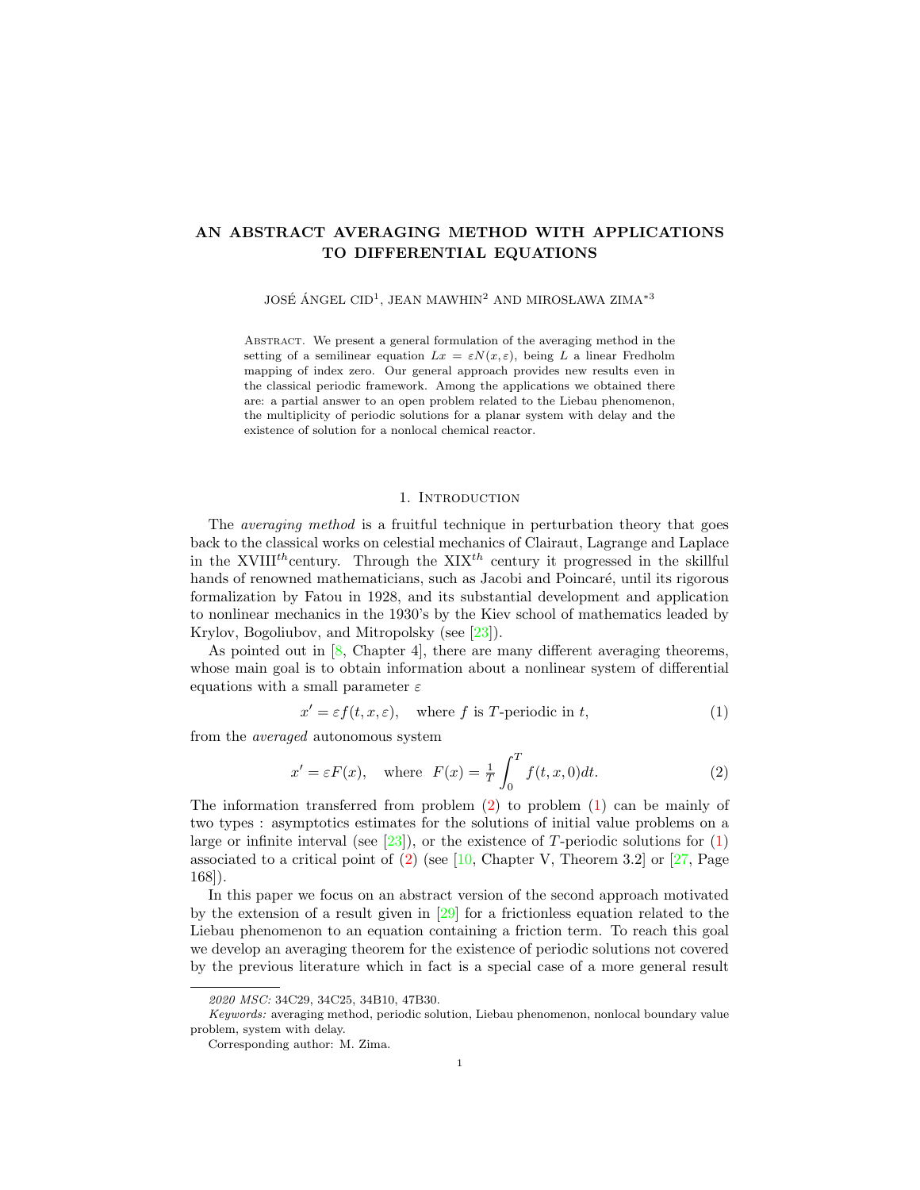# AN ABSTRACT AVERAGING METHOD WITH APPLICATIONS TO DIFFERENTIAL EQUATIONS

JOSÉ ÁNGEL CID[1], JEAN MAWHIN[2] AND MIROSŁAWA ZIMA*[3]

ABSTRACT. We present a general formulation of the averaging method in the setting of a semilinear equation $Lx = \varepsilon N(x, \varepsilon)$, being $L$ a linear Fredholm mapping of index zero. Our general approach provides new results even in the classical periodic framework. Among the applications we obtained there are: a partial answer to an open problem related to the Liebau phenomenon, the multiplicity of periodic solutions for a planar system with delay and the existence of solution for a nonlocal chemical reactor.

## 1. Introduction

The *averaging method* is a fruitful technique in perturbation theory that goes back to the classical works on celestial mechanics of Clairaut, Lagrange and Laplace in the XVIII$^{th}$century. Through the XIX$^{th}$ century it progressed in the skillful hands of renowned mathematicians, such as Jacobi and Poincaré, until its rigorous formalization by Fatou in 1928, and its substantial development and application to nonlinear mechanics in the 1930's by the Kiev school of mathematics leaded by Krylov, Bogoliubov, and Mitropolsky (see [23]).

As pointed out in [8, Chapter 4], there are many different averaging theorems, whose main goal is to obtain information about a nonlinear system of differential equations with a small parameter $\varepsilon$

$$x' = \varepsilon f(t, x, \varepsilon), \quad \text{where } f \text{ is } T\text{-periodic in } t, \tag{1}$$

from the *averaged* autonomous system

$$x' = \varepsilon F(x), \quad \text{where} \quad F(x) = \tfrac{1}{T}\int_0^T f(t, x, 0)dt. \tag{2}$$

The information transferred from problem (2) to problem (1) can be mainly of two types : asymptotics estimates for the solutions of initial value problems on a large or infinite interval (see [23]), or the existence of $T$-periodic solutions for (1) associated to a critical point of (2) (see [10, Chapter V, Theorem 3.2] or [27, Page 168]).

In this paper we focus on an abstract version of the second approach motivated by the extension of a result given in [29] for a frictionless equation related to the Liebau phenomenon to an equation containing a friction term. To reach this goal we develop an averaging theorem for the existence of periodic solutions not covered by the previous literature which in fact is a special case of a more general result

---

*2020 MSC:* 34C29, 34C25, 34B10, 47B30.

*Keywords:* averaging method, periodic solution, Liebau phenomenon, nonlocal boundary value problem, system with delay.

Corresponding author: M. Zima.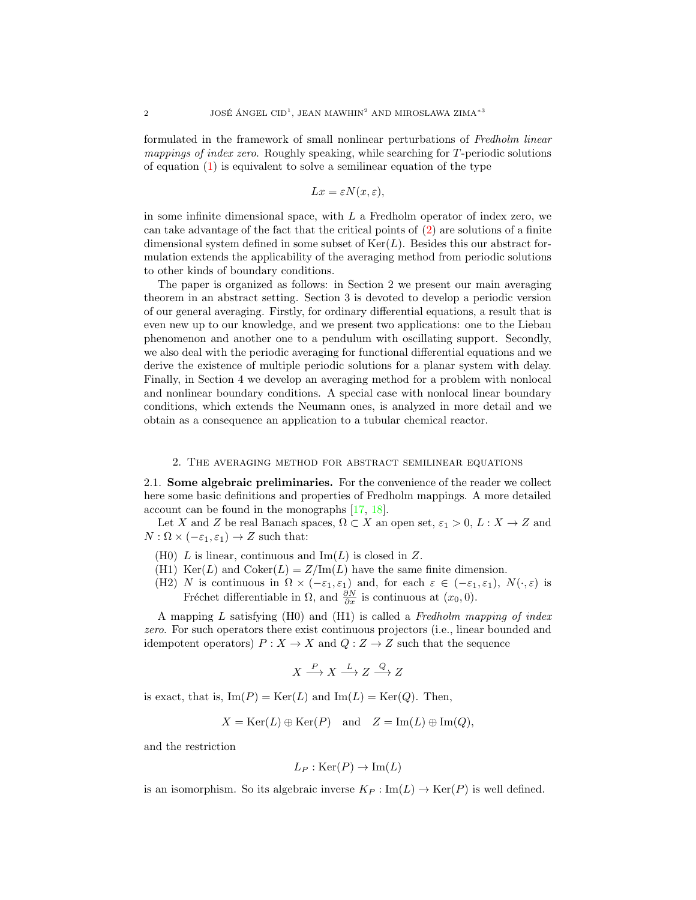formulated in the framework of small nonlinear perturbations of *Fredholm linear mappings of index zero*. Roughly speaking, while searching for $T$-periodic solutions of equation (1) is equivalent to solve a semilinear equation of the type

$$Lx = \varepsilon N(x, \varepsilon),$$

in some infinite dimensional space, with $L$ a Fredholm operator of index zero, we can take advantage of the fact that the critical points of (2) are solutions of a finite dimensional system defined in some subset of $\mathrm{Ker}(L)$. Besides this our abstract formulation extends the applicability of the averaging method from periodic solutions to other kinds of boundary conditions.

The paper is organized as follows: in Section 2 we present our main averaging theorem in an abstract setting. Section 3 is devoted to develop a periodic version of our general averaging. Firstly, for ordinary differential equations, a result that is even new up to our knowledge, and we present two applications: one to the Liebau phenomenon and another one to a pendulum with oscillating support. Secondly, we also deal with the periodic averaging for functional differential equations and we derive the existence of multiple periodic solutions for a planar system with delay. Finally, in Section 4 we develop an averaging method for a problem with nonlocal and nonlinear boundary conditions. A special case with nonlocal linear boundary conditions, which extends the Neumann ones, is analyzed in more detail and we obtain as a consequence an application to a tubular chemical reactor.

## 2. The averaging method for abstract semilinear equations

2.1. **Some algebraic preliminaries.** For the convenience of the reader we collect here some basic definitions and properties of Fredholm mappings. A more detailed account can be found in the monographs [17, 18].

Let $X$ and $Z$ be real Banach spaces, $\Omega \subset X$ an open set, $\varepsilon_1 > 0$, $L : X \to Z$ and $N : \Omega \times (-\varepsilon_1, \varepsilon_1) \to Z$ such that:

- (H0) $L$ is linear, continuous and $\mathrm{Im}(L)$ is closed in $Z$.
- (H1) $\mathrm{Ker}(L)$ and $\mathrm{Coker}(L) = Z/\mathrm{Im}(L)$ have the same finite dimension.
- (H2) $N$ is continuous in $\Omega \times (-\varepsilon_1, \varepsilon_1)$ and, for each $\varepsilon \in (-\varepsilon_1, \varepsilon_1)$, $N(\cdot, \varepsilon)$ is Fréchet differentiable in $\Omega$, and $\frac{\partial N}{\partial x}$ is continuous at $(x_0, 0)$.

A mapping $L$ satisfying (H0) and (H1) is called a *Fredholm mapping of index zero*. For such operators there exist continuous projectors (i.e., linear bounded and idempotent operators) $P : X \to X$ and $Q : Z \to Z$ such that the sequence

$$X \xrightarrow{P} X \xrightarrow{L} Z \xrightarrow{Q} Z$$

is exact, that is, $\mathrm{Im}(P) = \mathrm{Ker}(L)$ and $\mathrm{Im}(L) = \mathrm{Ker}(Q)$. Then,

$$X = \mathrm{Ker}(L) \oplus \mathrm{Ker}(P) \quad \text{and} \quad Z = \mathrm{Im}(L) \oplus \mathrm{Im}(Q),$$

and the restriction

$$L_P : \mathrm{Ker}(P) \to \mathrm{Im}(L)$$

is an isomorphism. So its algebraic inverse $K_P : \mathrm{Im}(L) \to \mathrm{Ker}(P)$ is well defined.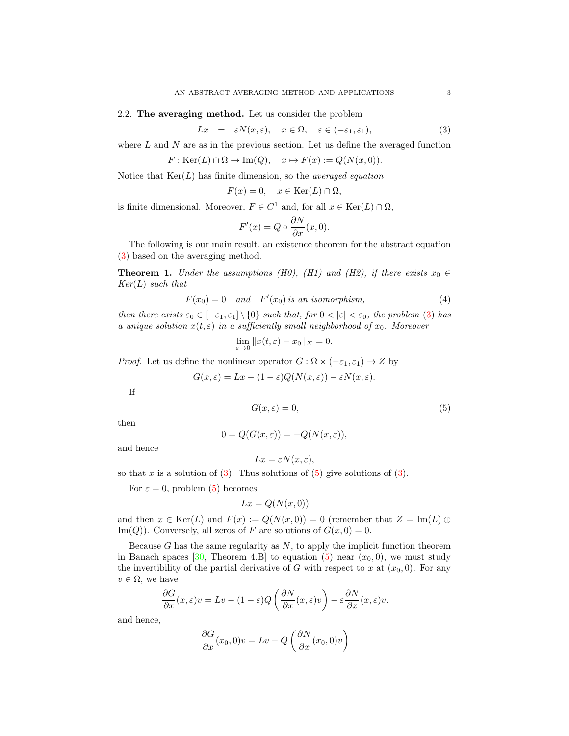### 2.2. **The averaging method.**

Let us consider the problem

$$Lx \quad = \quad \varepsilon N(x,\varepsilon), \quad x \in \Omega, \quad \varepsilon \in (-\varepsilon_1, \varepsilon_1), \tag{3}$$

where $L$ and $N$ are as in the previous section. Let us define the averaged function

$$F : \mathrm{Ker}(L) \cap \Omega \to \mathrm{Im}(Q), \quad x \mapsto F(x) := Q(N(x,0)).$$

Notice that $\mathrm{Ker}(L)$ has finite dimension, so the *averaged equation*

$$F(x) = 0, \quad x \in \mathrm{Ker}(L) \cap \Omega,$$

is finite dimensional. Moreover, $F \in C^1$ and, for all $x \in \mathrm{Ker}(L) \cap \Omega$,

$$F'(x) = Q \circ \frac{\partial N}{\partial x}(x,0).$$

The following is our main result, an existence theorem for the abstract equation (3) based on the averaging method.

**Theorem 1.** *Under the assumptions (H0), (H1) and (H2), if there exists $x_0 \in$ Ker$(L)$ such that*

$$F(x_0) = 0 \quad \textit{and} \quad F'(x_0) \textit{ is an isomorphism,} \tag{4}$$

*then there exists $\varepsilon_0 \in [-\varepsilon_1, \varepsilon_1] \setminus \{0\}$ such that, for $0 < |\varepsilon| < \varepsilon_0$, the problem (3) has a unique solution $x(t,\varepsilon)$ in a sufficiently small neighborhood of $x_0$. Moreover*

$$\lim_{\varepsilon \to 0} \|x(t,\varepsilon) - x_0\|_X = 0.$$

*Proof.* Let us define the nonlinear operator $G : \Omega \times (-\varepsilon_1, \varepsilon_1) \to Z$ by

$$G(x,\varepsilon) = Lx - (1-\varepsilon)Q(N(x,\varepsilon)) - \varepsilon N(x,\varepsilon).$$

If

$$G(x,\varepsilon) = 0, \tag{5}$$

then

$$0 = Q(G(x,\varepsilon)) = -Q(N(x,\varepsilon)),$$

and hence

$$Lx = \varepsilon N(x,\varepsilon),$$

so that $x$ is a solution of (3). Thus solutions of (5) give solutions of (3).

For $\varepsilon = 0$, problem (5) becomes

$$Lx = Q(N(x,0))$$

and then $x \in \mathrm{Ker}(L)$ and $F(x) := Q(N(x,0)) = 0$ (remember that $Z = \mathrm{Im}(L) \oplus \mathrm{Im}(Q)$). Conversely, all zeros of $F$ are solutions of $G(x,0) = 0$.

Because $G$ has the same regularity as $N$, to apply the implicit function theorem in Banach spaces [30, Theorem 4.B] to equation (5) near $(x_0, 0)$, we must study the invertibility of the partial derivative of $G$ with respect to $x$ at $(x_0, 0)$. For any $v \in \Omega$, we have

$$\frac{\partial G}{\partial x}(x,\varepsilon)v = Lv - (1-\varepsilon)Q\left(\frac{\partial N}{\partial x}(x,\varepsilon)v\right) - \varepsilon \frac{\partial N}{\partial x}(x,\varepsilon)v.$$

and hence,

$$\frac{\partial G}{\partial x}(x_0,0)v = Lv - Q\left(\frac{\partial N}{\partial x}(x_0,0)v\right)$$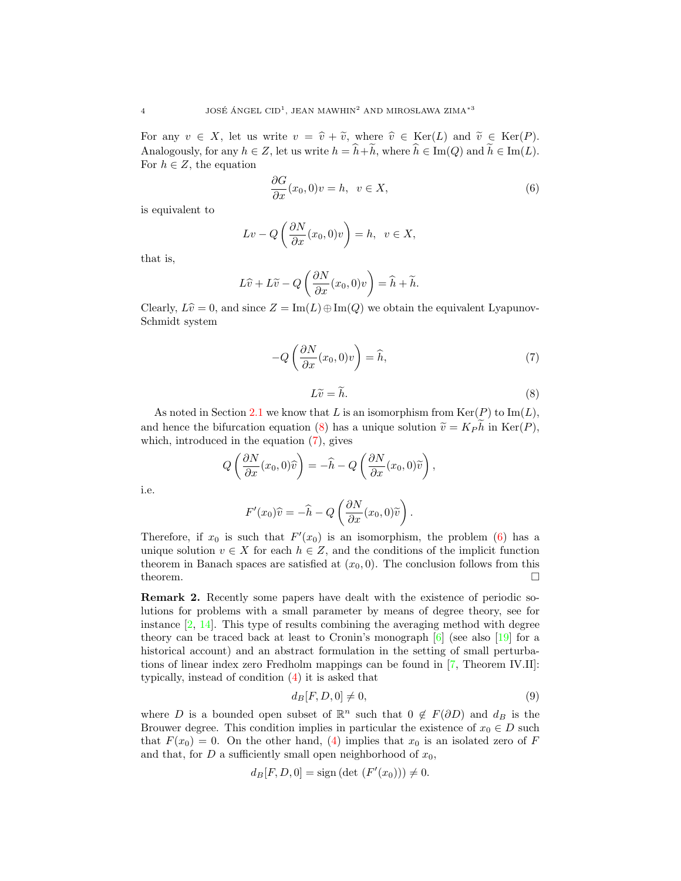For any $v \in X$, let us write $v = \widehat{v} + \widetilde{v}$, where $\widehat{v} \in \mathrm{Ker}(L)$ and $\widetilde{v} \in \mathrm{Ker}(P)$. Analogously, for any $h \in Z$, let us write $h = \widehat{h} + \widetilde{h}$, where $\widehat{h} \in \mathrm{Im}(Q)$ and $\widetilde{h} \in \mathrm{Im}(L)$. For $h \in Z$, the equation

$$\frac{\partial G}{\partial x}(x_0, 0)v = h, \quad v \in X, \tag{6}$$

is equivalent to

$$Lv - Q\left(\frac{\partial N}{\partial x}(x_0, 0)v\right) = h, \quad v \in X,$$

that is,

$$L\widehat{v} + L\widetilde{v} - Q\left(\frac{\partial N}{\partial x}(x_0, 0)v\right) = \widehat{h} + \widetilde{h}.$$

Clearly, $L\widehat{v} = 0$, and since $Z = \mathrm{Im}(L) \oplus \mathrm{Im}(Q)$ we obtain the equivalent Lyapunov-Schmidt system

$$-Q\left(\frac{\partial N}{\partial x}(x_0, 0)v\right) = \widehat{h}, \tag{7}$$

$$L\widetilde{v} = \widetilde{h}. \tag{8}$$

As noted in Section 2.1 we know that $L$ is an isomorphism from $\mathrm{Ker}(P)$ to $\mathrm{Im}(L)$, and hence the bifurcation equation (8) has a unique solution $\widetilde{v} = K_P\widetilde{h}$ in $\mathrm{Ker}(P)$, which, introduced in the equation (7), gives

$$Q\left(\frac{\partial N}{\partial x}(x_0, 0)\widehat{v}\right) = -\widehat{h} - Q\left(\frac{\partial N}{\partial x}(x_0, 0)\widetilde{v}\right),$$

i.e.

$$F'(x_0)\widehat{v} = -\widehat{h} - Q\left(\frac{\partial N}{\partial x}(x_0, 0)\widetilde{v}\right).$$

Therefore, if $x_0$ is such that $F'(x_0)$ is an isomorphism, the problem (6) has a unique solution $v \in X$ for each $h \in Z$, and the conditions of the implicit function theorem in Banach spaces are satisfied at $(x_0, 0)$. The conclusion follows from this theorem. □

**Remark 2.** Recently some papers have dealt with the existence of periodic solutions for problems with a small parameter by means of degree theory, see for instance [2, 14]. This type of results combining the averaging method with degree theory can be traced back at least to Cronin's monograph [6] (see also [19] for a historical account) and an abstract formulation in the setting of small perturbations of linear index zero Fredholm mappings can be found in [7, Theorem IV.II]: typically, instead of condition (4) it is asked that

$$d_B[F, D, 0] \neq 0, \tag{9}$$

where $D$ is a bounded open subset of $\mathbb{R}^n$ such that $0 \notin F(\partial D)$ and $d_B$ is the Brouwer degree. This condition implies in particular the existence of $x_0 \in D$ such that $F(x_0) = 0$. On the other hand, (4) implies that $x_0$ is an isolated zero of $F$ and that, for $D$ a sufficiently small open neighborhood of $x_0$,

$$d_B[F, D, 0] = \mathrm{sign}\,(\det\,(F'(x_0))) \neq 0.$$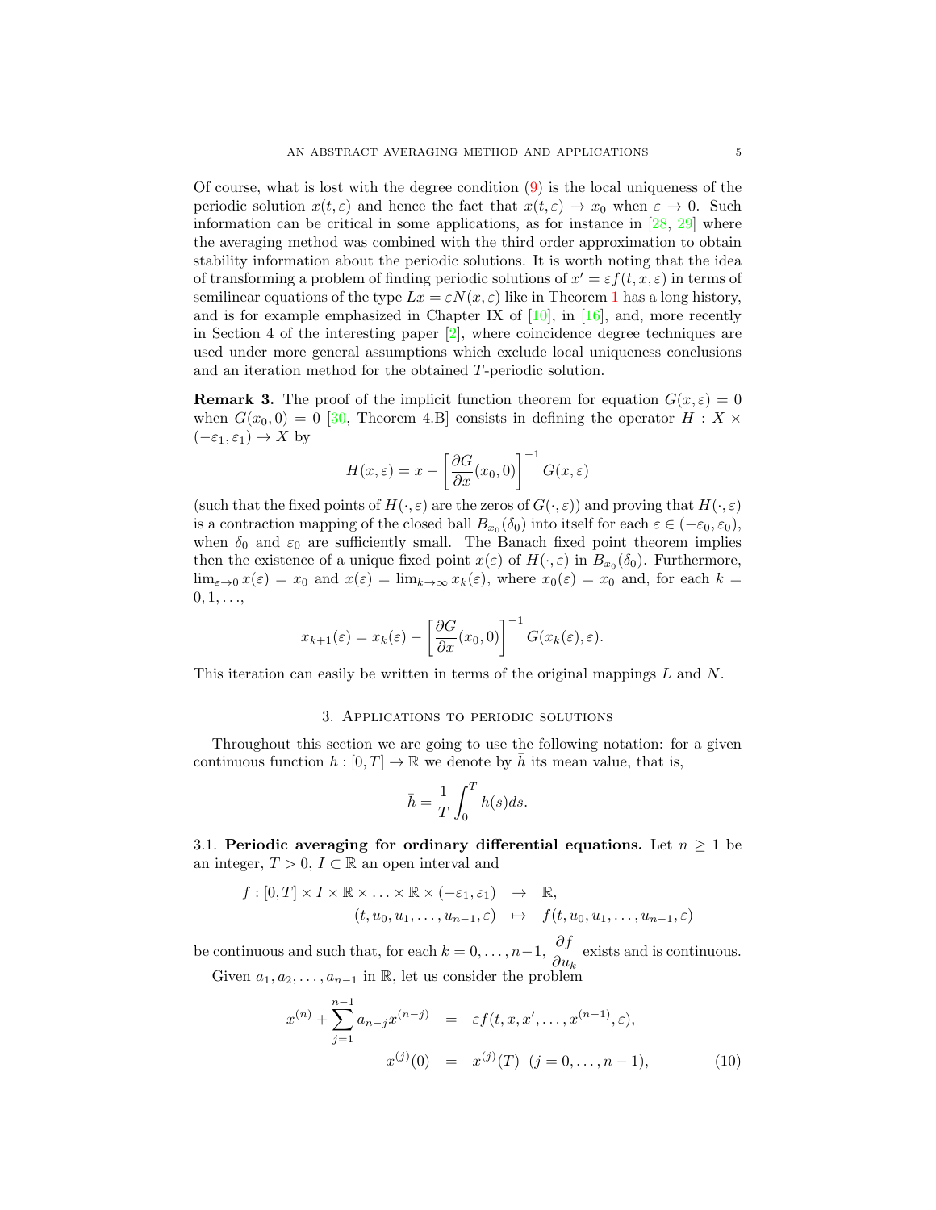Of course, what is lost with the degree condition (9) is the local uniqueness of the periodic solution $x(t, \varepsilon)$ and hence the fact that $x(t, \varepsilon) \to x_0$ when $\varepsilon \to 0$. Such information can be critical in some applications, as for instance in [28, 29] where the averaging method was combined with the third order approximation to obtain stability information about the periodic solutions. It is worth noting that the idea of transforming a problem of finding periodic solutions of $x' = \varepsilon f(t, x, \varepsilon)$ in terms of semilinear equations of the type $Lx = \varepsilon N(x, \varepsilon)$ like in Theorem 1 has a long history, and is for example emphasized in Chapter IX of [10], in [16], and, more recently in Section 4 of the interesting paper [2], where coincidence degree techniques are used under more general assumptions which exclude local uniqueness conclusions and an iteration method for the obtained $T$-periodic solution.

**Remark 3.** The proof of the implicit function theorem for equation $G(x, \varepsilon) = 0$ when $G(x_0, 0) = 0$ [30, Theorem 4.B] consists in defining the operator $H : X \times (-\varepsilon_1, \varepsilon_1) \to X$ by

$$H(x, \varepsilon) = x - \left[\frac{\partial G}{\partial x}(x_0, 0)\right]^{-1} G(x, \varepsilon)$$

(such that the fixed points of $H(\cdot, \varepsilon)$ are the zeros of $G(\cdot, \varepsilon)$) and proving that $H(\cdot, \varepsilon)$ is a contraction mapping of the closed ball $B_{x_0}(\delta_0)$ into itself for each $\varepsilon \in (-\varepsilon_0, \varepsilon_0)$, when $\delta_0$ and $\varepsilon_0$ are sufficiently small. The Banach fixed point theorem implies then the existence of a unique fixed point $x(\varepsilon)$ of $H(\cdot, \varepsilon)$ in $B_{x_0}(\delta_0)$. Furthermore, $\lim_{\varepsilon \to 0} x(\varepsilon) = x_0$ and $x(\varepsilon) = \lim_{k \to \infty} x_k(\varepsilon)$, where $x_0(\varepsilon) = x_0$ and, for each $k = 0, 1, \ldots$,

$$x_{k+1}(\varepsilon) = x_k(\varepsilon) - \left[\frac{\partial G}{\partial x}(x_0, 0)\right]^{-1} G(x_k(\varepsilon), \varepsilon).$$

This iteration can easily be written in terms of the original mappings $L$ and $N$.

## 3. Applications to periodic solutions

Throughout this section we are going to use the following notation: for a given continuous function $h : [0, T] \to \mathbb{R}$ we denote by $\bar{h}$ its mean value, that is,

$$\bar{h} = \frac{1}{T} \int_0^T h(s)ds.$$

3.1. **Periodic averaging for ordinary differential equations.** Let $n \geq 1$ be an integer, $T > 0$, $I \subset \mathbb{R}$ an open interval and

$$\begin{aligned} f : [0, T] \times I \times \mathbb{R} \times \ldots \times \mathbb{R} \times (-\varepsilon_1, \varepsilon_1) &\to \mathbb{R}, \\ (t, u_0, u_1, \ldots, u_{n-1}, \varepsilon) &\mapsto f(t, u_0, u_1, \ldots, u_{n-1}, \varepsilon) \end{aligned}$$

be continuous and such that, for each $k = 0, \ldots, n-1$, $\dfrac{\partial f}{\partial u_k}$ exists and is continuous.

Given $a_1, a_2, \ldots, a_{n-1}$ in $\mathbb{R}$, let us consider the problem

$$\begin{aligned} x^{(n)} + \sum_{j=1}^{n-1} a_{n-j} x^{(n-j)} &= \varepsilon f(t, x, x', \ldots, x^{(n-1)}, \varepsilon), \\ x^{(j)}(0) &= x^{(j)}(T) \ \ (j = 0, \ldots, n-1), \end{aligned} \tag{10}$$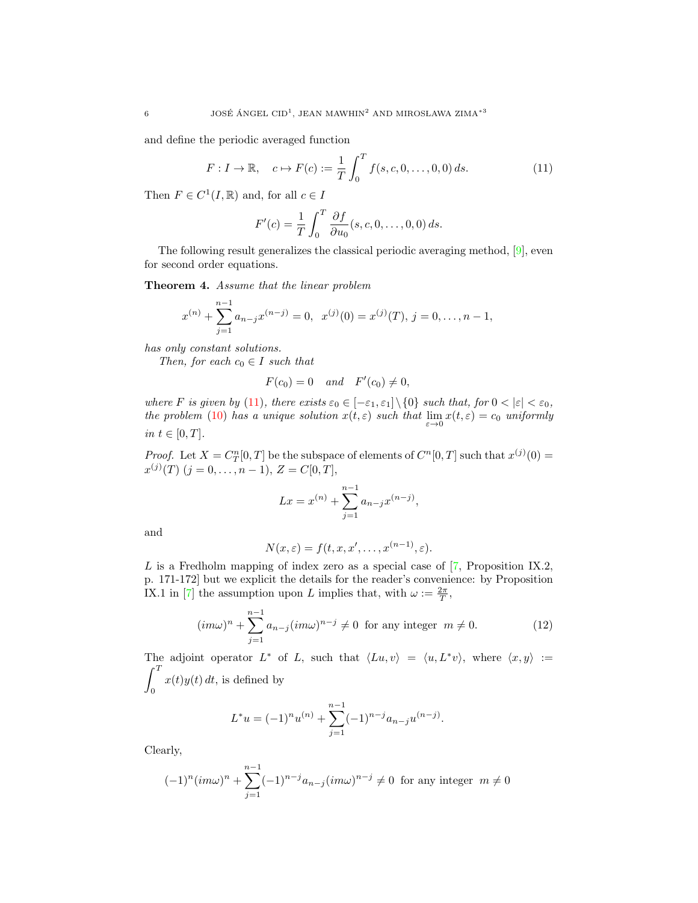and define the periodic averaged function

$$F : I \to \mathbb{R}, \quad c \mapsto F(c) := \frac{1}{T}\int_0^T f(s, c, 0, \ldots, 0, 0)\, ds. \tag{11}$$

Then $F \in C^1(I, \mathbb{R})$ and, for all $c \in I$

$$F'(c) = \frac{1}{T}\int_0^T \frac{\partial f}{\partial u_0}(s, c, 0, \ldots, 0, 0)\, ds.$$

The following result generalizes the classical periodic averaging method, [9], even for second order equations.

**Theorem 4.** *Assume that the linear problem*

$$x^{(n)} + \sum_{j=1}^{n-1} a_{n-j} x^{(n-j)} = 0, \;\; x^{(j)}(0) = x^{(j)}(T),\, j = 0, \ldots, n-1,$$

*has only constant solutions.*

*Then, for each $c_0 \in I$ such that*

$$F(c_0) = 0 \quad \textit{and} \quad F'(c_0) \neq 0,$$

*where $F$ is given by (11), there exists $\varepsilon_0 \in [-\varepsilon_1, \varepsilon_1] \setminus \{0\}$ such that, for $0 < |\varepsilon| < \varepsilon_0$, the problem (10) has a unique solution $x(t, \varepsilon)$ such that $\lim_{\varepsilon \to 0} x(t, \varepsilon) = c_0$ uniformly in $t \in [0, T]$.*

*Proof.* Let $X = C^n_T[0, T]$ be the subspace of elements of $C^n[0, T]$ such that $x^{(j)}(0) = x^{(j)}(T)$ $(j = 0, \ldots, n-1)$, $Z = C[0, T]$,

$$Lx = x^{(n)} + \sum_{j=1}^{n-1} a_{n-j} x^{(n-j)},$$

and

$$N(x, \varepsilon) = f(t, x, x', \ldots, x^{(n-1)}, \varepsilon).$$

$L$ is a Fredholm mapping of index zero as a special case of [7, Proposition IX.2, p. 171-172] but we explicit the details for the reader's convenience: by Proposition IX.1 in [7] the assumption upon $L$ implies that, with $\omega := \frac{2\pi}{T}$,

$$(im\omega)^n + \sum_{j=1}^{n-1} a_{n-j}(im\omega)^{n-j} \neq 0 \text{ for any integer } m \neq 0. \tag{12}$$

The adjoint operator $L^*$ of $L$, such that $\langle Lu, v\rangle = \langle u, L^*v\rangle$, where $\langle x, y\rangle := \int_0^T x(t)y(t)\, dt$, is defined by

$$L^*u = (-1)^n u^{(n)} + \sum_{j=1}^{n-1} (-1)^{n-j} a_{n-j} u^{(n-j)}.$$

Clearly,

$$(-1)^n(im\omega)^n + \sum_{j=1}^{n-1} (-1)^{n-j} a_{n-j}(im\omega)^{n-j} \neq 0 \text{ for any integer } m \neq 0$$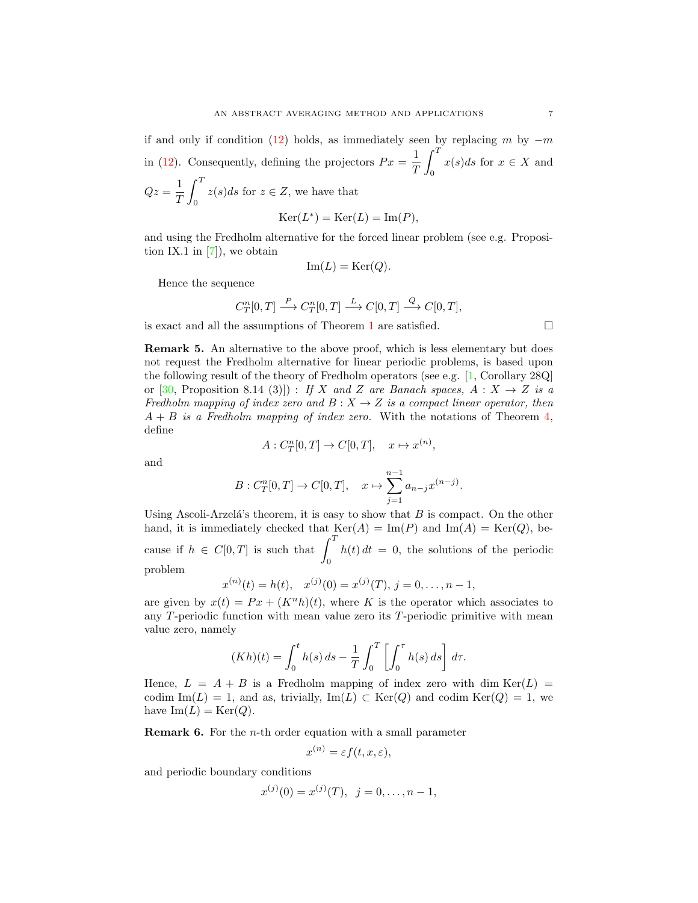if and only if condition (12) holds, as immediately seen by replacing $m$ by $-m$ in (12). Consequently, defining the projectors $Px = \dfrac{1}{T}\displaystyle\int_0^T x(s)ds$ for $x \in X$ and $Qz = \dfrac{1}{T}\displaystyle\int_0^T z(s)ds$ for $z \in Z$, we have that

$$\mathrm{Ker}(L^*) = \mathrm{Ker}(L) = \mathrm{Im}(P),$$

and using the Fredholm alternative for the forced linear problem (see e.g. Proposition IX.1 in [7]), we obtain

$$\mathrm{Im}(L) = \mathrm{Ker}(Q).$$

Hence the sequence

$$C_T^n[0,T] \xrightarrow{P} C_T^n[0,T] \xrightarrow{L} C[0,T] \xrightarrow{Q} C[0,T],$$

is exact and all the assumptions of Theorem 1 are satisfied. $\square$

**Remark 5.** An alternative to the above proof, which is less elementary but does not request the Fredholm alternative for linear periodic problems, is based upon the following result of the theory of Fredholm operators (see e.g. [1, Corollary 28Q] or [30, Proposition 8.14 (3)]) : *If $X$ and $Z$ are Banach spaces, $A : X \to Z$ is a Fredholm mapping of index zero and $B : X \to Z$ is a compact linear operator, then $A + B$ is a Fredholm mapping of index zero.* With the notations of Theorem 4, define

$$A : C_T^n[0,T] \to C[0,T], \quad x \mapsto x^{(n)},$$

and

$$B : C_T^n[0,T] \to C[0,T], \quad x \mapsto \sum_{j=1}^{n-1} a_{n-j} x^{(n-j)}.$$

Using Ascoli-Arzelá's theorem, it is easy to show that $B$ is compact. On the other hand, it is immediately checked that $\mathrm{Ker}(A) = \mathrm{Im}(P)$ and $\mathrm{Im}(A) = \mathrm{Ker}(Q)$, because if $h \in C[0,T]$ is such that $\displaystyle\int_0^T h(t)\,dt = 0$, the solutions of the periodic problem

$$x^{(n)}(t) = h(t), \quad x^{(j)}(0) = x^{(j)}(T),\, j = 0, \ldots, n-1,$$

are given by $x(t) = Px + (K^n h)(t)$, where $K$ is the operator which associates to any $T$-periodic function with mean value zero its $T$-periodic primitive with mean value zero, namely

$$(Kh)(t) = \int_0^t h(s)\,ds - \frac{1}{T}\int_0^T \left[\int_0^\tau h(s)\,ds\right]\,d\tau.$$

Hence, $L = A + B$ is a Fredholm mapping of index zero with $\dim \mathrm{Ker}(L) = \mathrm{codim}\ \mathrm{Im}(L) = 1$, and as, trivially, $\mathrm{Im}(L) \subset \mathrm{Ker}(Q)$ and $\mathrm{codim}\ \mathrm{Ker}(Q) = 1$, we have $\mathrm{Im}(L) = \mathrm{Ker}(Q)$.

**Remark 6.** For the $n$-th order equation with a small parameter

$$x^{(n)} = \varepsilon f(t, x, \varepsilon),$$

and periodic boundary conditions

$$x^{(j)}(0) = x^{(j)}(T), \;\; j = 0, \ldots, n-1,$$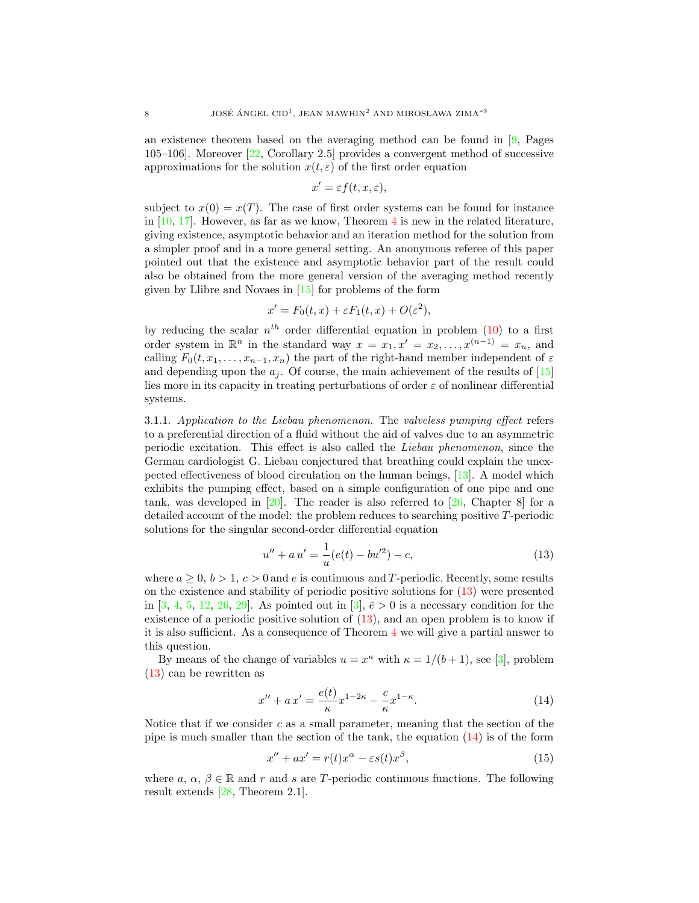an existence theorem based on the averaging method can be found in [9, Pages 105–106]. Moreover [22, Corollary 2.5] provides a convergent method of successive approximations for the solution $x(t,\varepsilon)$ of the first order equation

$$x' = \varepsilon f(t, x, \varepsilon),$$

subject to $x(0) = x(T)$. The case of first order systems can be found for instance in [10, 17]. However, as far as we know, Theorem 4 is new in the related literature, giving existence, asymptotic behavior and an iteration method for the solution from a simpler proof and in a more general setting. An anonymous referee of this paper pointed out that the existence and asymptotic behavior part of the result could also be obtained from the more general version of the averaging method recently given by Llibre and Novaes in [15] for problems of the form

$$x' = F_0(t, x) + \varepsilon F_1(t, x) + O(\varepsilon^2),$$

by reducing the scalar $n^{th}$ order differential equation in problem (10) to a first order system in $\mathbb{R}^n$ in the standard way $x = x_1, x' = x_2, \ldots, x^{(n-1)} = x_n$, and calling $F_0(t, x_1, \ldots, x_{n-1}, x_n)$ the part of the right-hand member independent of $\varepsilon$ and depending upon the $a_j$. Of course, the main achievement of the results of [15] lies more in its capacity in treating perturbations of order $\varepsilon$ of nonlinear differential systems.

3.1.1. *Application to the Liebau phenomenon.* The *valveless pumping effect* refers to a preferential direction of a fluid without the aid of valves due to an asymmetric periodic excitation. This effect is also called the *Liebau phenomenon*, since the German cardiologist G. Liebau conjectured that breathing could explain the unexpected effectiveness of blood circulation on the human beings, [13]. A model which exhibits the pumping effect, based on a simple configuration of one pipe and one tank, was developed in [20]. The reader is also referred to [26, Chapter 8] for a detailed account of the model: the problem reduces to searching positive $T$-periodic solutions for the singular second-order differential equation

$$u'' + a\, u' = \frac{1}{u}(e(t) - bu'^2) - c, \tag{13}$$

where $a \geq 0$, $b > 1$, $c > 0$ and $e$ is continuous and $T$-periodic. Recently, some results on the existence and stability of periodic positive solutions for (13) were presented in [3, 4, 5, 12, 26, 29]. As pointed out in [3], $\bar{e} > 0$ is a necessary condition for the existence of a periodic positive solution of (13), and an open problem is to know if it is also sufficient. As a consequence of Theorem 4 we will give a partial answer to this question.

By means of the change of variables $u = x^\kappa$ with $\kappa = 1/(b+1)$, see [3], problem (13) can be rewritten as

$$x'' + a\, x' = \frac{e(t)}{\kappa} x^{1-2\kappa} - \frac{c}{\kappa} x^{1-\kappa}. \tag{14}$$

Notice that if we consider $c$ as a small parameter, meaning that the section of the pipe is much smaller than the section of the tank, the equation (14) is of the form

$$x'' + ax' = r(t)x^\alpha - \varepsilon s(t) x^\beta, \tag{15}$$

where $a$, $\alpha$, $\beta \in \mathbb{R}$ and $r$ and $s$ are $T$-periodic continuous functions. The following result extends [28, Theorem 2.1].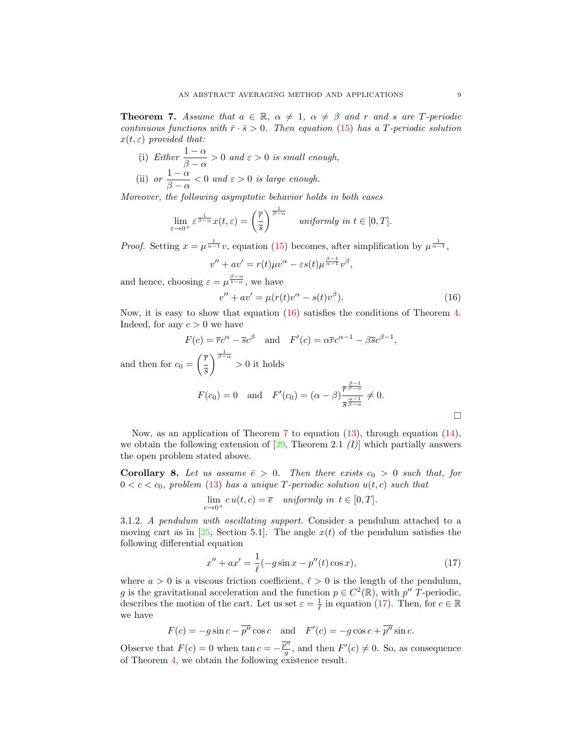**Theorem 7.** *Assume that $a \in \mathbb{R}$, $\alpha \neq 1$, $\alpha \neq \beta$ and $r$ and $s$ are $T$-periodic continuous functions with $\bar{r} \cdot \bar{s} > 0$. Then equation (15) has a $T$-periodic solution $x(t, \varepsilon)$ provided that:*

(i) *Either $\dfrac{1-\alpha}{\beta-\alpha} > 0$ and $\varepsilon > 0$ is small enough,*

(ii) *or $\dfrac{1-\alpha}{\beta-\alpha} < 0$ and $\varepsilon > 0$ is large enough.*

*Moreover, the following asymptotic behavior holds in both cases*

$$\lim_{\varepsilon \to 0^+} \varepsilon^{\frac{1}{\beta-\alpha}} x(t, \varepsilon) = \left(\frac{\overline{r}}{\overline{s}}\right)^{\frac{1}{\beta-\alpha}} \quad \text{uniformly in } t \in [0, T].$$

*Proof.* Setting $x = \mu^{\frac{1}{\alpha-1}} v$, equation (15) becomes, after simplification by $\mu^{\frac{1}{\alpha-1}}$,

$$v'' + av' = r(t)\mu v^{\alpha} - \varepsilon s(t) \mu^{\frac{\beta-1}{\alpha-1}} v^{\beta},$$

and hence, choosing $\varepsilon = \mu^{\frac{\beta-\alpha}{1-\alpha}}$, we have

$$v'' + av' = \mu(r(t)v^{\alpha} - s(t)v^{\beta}). \tag{16}$$

Now, it is easy to show that equation (16) satisfies the conditions of Theorem 4. Indeed, for any $c > 0$ we have

$$F(c) = \overline{r} c^{\alpha} - \overline{s} c^{\beta} \quad \text{and} \quad F'(c) = \alpha \overline{r} c^{\alpha-1} - \beta \overline{s} c^{\beta-1},$$

and then for $c_0 = \left(\dfrac{\overline{r}}{\overline{s}}\right)^{\frac{1}{\beta-\alpha}} > 0$ it holds

$$F(c_0) = 0 \quad \text{and} \quad F'(c_0) = (\alpha - \beta) \frac{\overline{r}^{\frac{\beta-1}{\beta-\alpha}}}{\overline{s}^{\frac{\alpha-1}{\beta-\alpha}}} \neq 0.$$

$\square$

Now, as an application of Theorem 7 to equation (13), through equation (14), we obtain the following extension of [29, Theorem 2.1 *(I)*] which partially answers the open problem stated above.

**Corollary 8.** *Let us assume $\bar{e} > 0$. Then there exists $c_0 > 0$ such that, for $0 < c < c_0$, problem (13) has a unique $T$-periodic solution $u(t, c)$ such that*

$$\lim_{c \to 0^+} c\, u(t, c) = \overline{e} \quad \text{uniformly in } t \in [0, T].$$

3.1.2. *A pendulum with oscillating support.* Consider a pendulum attached to a moving cart as in [25, Section 5.1]. The angle $x(t)$ of the pendulum satisfies the following differential equation

$$x'' + ax' = \frac{1}{\ell}(-g \sin x - p''(t) \cos x), \tag{17}$$

where $a > 0$ is a viscous friction coefficient, $\ell > 0$ is the length of the pendulum, $g$ is the gravitational acceleration and the function $p \in C^2(\mathbb{R})$, with $p''$ $T$-periodic, describes the motion of the cart. Let us set $\varepsilon = \frac{1}{\ell}$ in equation (17). Then, for $c \in \mathbb{R}$ we have

$$F(c) = -g \sin c - \overline{p''} \cos c \quad \text{and} \quad F'(c) = -g \cos c + \overline{p''} \sin c.$$

Observe that $F(c) = 0$ when $\tan c = -\frac{\overline{p''}}{g}$, and then $F'(c) \neq 0$. So, as consequence of Theorem 4, we obtain the following existence result.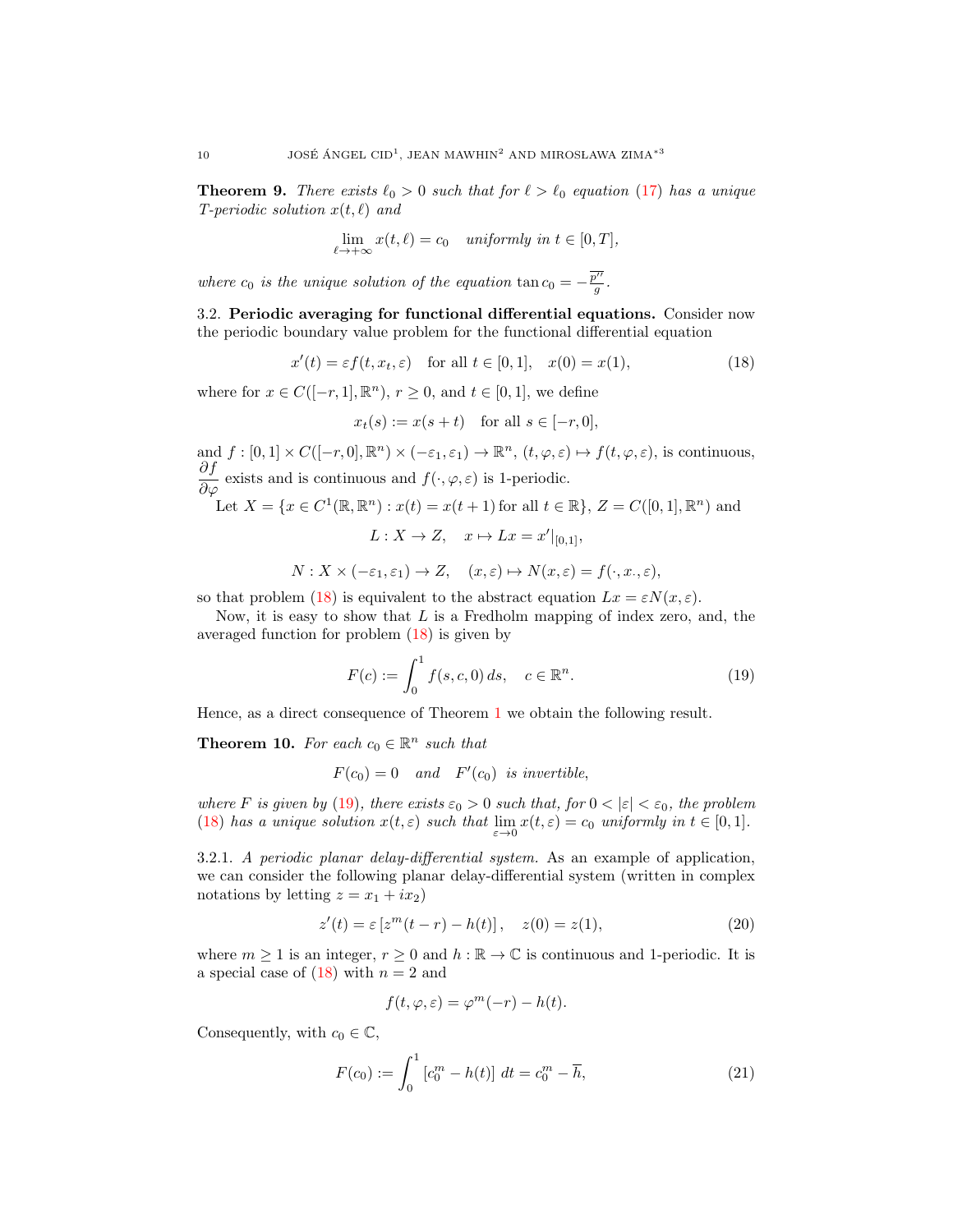**Theorem 9.** *There exists $\ell_0 > 0$ such that for $\ell > \ell_0$ equation (17) has a unique $T$-periodic solution $x(t, \ell)$ and*

$$\lim_{\ell \to +\infty} x(t, \ell) = c_0 \quad \textit{uniformly in } t \in [0, T],$$

*where $c_0$ is the unique solution of the equation $\tan c_0 = -\frac{\overline{p''}}{g}$.*

3.2. **Periodic averaging for functional differential equations.** Consider now the periodic boundary value problem for the functional differential equation

$$x'(t) = \varepsilon f(t, x_t, \varepsilon) \quad \text{for all } t \in [0, 1], \quad x(0) = x(1), \tag{18}$$

where for $x \in C([-r, 1], \mathbb{R}^n)$, $r \geq 0$, and $t \in [0, 1]$, we define

$$x_t(s) := x(s + t) \quad \text{for all } s \in [-r, 0],$$

and $f : [0, 1] \times C([-r, 0], \mathbb{R}^n) \times (-\varepsilon_1, \varepsilon_1) \to \mathbb{R}^n$, $(t, \varphi, \varepsilon) \mapsto f(t, \varphi, \varepsilon)$, is continuous, $\dfrac{\partial f}{\partial \varphi}$ exists and is continuous and $f(\cdot, \varphi, \varepsilon)$ is 1-periodic.

Let $X = \{x \in C^1(\mathbb{R}, \mathbb{R}^n) : x(t) = x(t + 1) \text{ for all } t \in \mathbb{R}\}$, $Z = C([0, 1], \mathbb{R}^n)$ and

$$L : X \to Z, \quad x \mapsto Lx = x'|_{[0,1]},$$

$$N : X \times (-\varepsilon_1, \varepsilon_1) \to Z, \quad (x, \varepsilon) \mapsto N(x, \varepsilon) = f(\cdot, x_\cdot, \varepsilon),$$

so that problem (18) is equivalent to the abstract equation $Lx = \varepsilon N(x, \varepsilon)$.

Now, it is easy to show that $L$ is a Fredholm mapping of index zero, and, the averaged function for problem (18) is given by

$$F(c) := \int_0^1 f(s, c, 0)\, ds, \quad c \in \mathbb{R}^n. \tag{19}$$

Hence, as a direct consequence of Theorem 1 we obtain the following result.

**Theorem 10.** *For each $c_0 \in \mathbb{R}^n$ such that*

$$F(c_0) = 0 \quad \textit{and} \quad F'(c_0) \ \textit{is invertible},$$

*where $F$ is given by (19), there exists $\varepsilon_0 > 0$ such that, for $0 < |\varepsilon| < \varepsilon_0$, the problem (18) has a unique solution $x(t, \varepsilon)$ such that $\lim_{\varepsilon \to 0} x(t, \varepsilon) = c_0$ uniformly in $t \in [0, 1]$.*

3.2.1. *A periodic planar delay-differential system.* As an example of application, we can consider the following planar delay-differential system (written in complex notations by letting $z = x_1 + ix_2$)

$$z'(t) = \varepsilon \left[ z^m(t - r) - h(t) \right], \quad z(0) = z(1), \tag{20}$$

where $m \geq 1$ is an integer, $r \geq 0$ and $h : \mathbb{R} \to \mathbb{C}$ is continuous and 1-periodic. It is a special case of (18) with $n = 2$ and

$$f(t, \varphi, \varepsilon) = \varphi^m(-r) - h(t).$$

Consequently, with $c_0 \in \mathbb{C}$,

$$F(c_0) := \int_0^1 \left[ c_0^m - h(t) \right]\, dt = c_0^m - \overline{h}, \tag{21}$$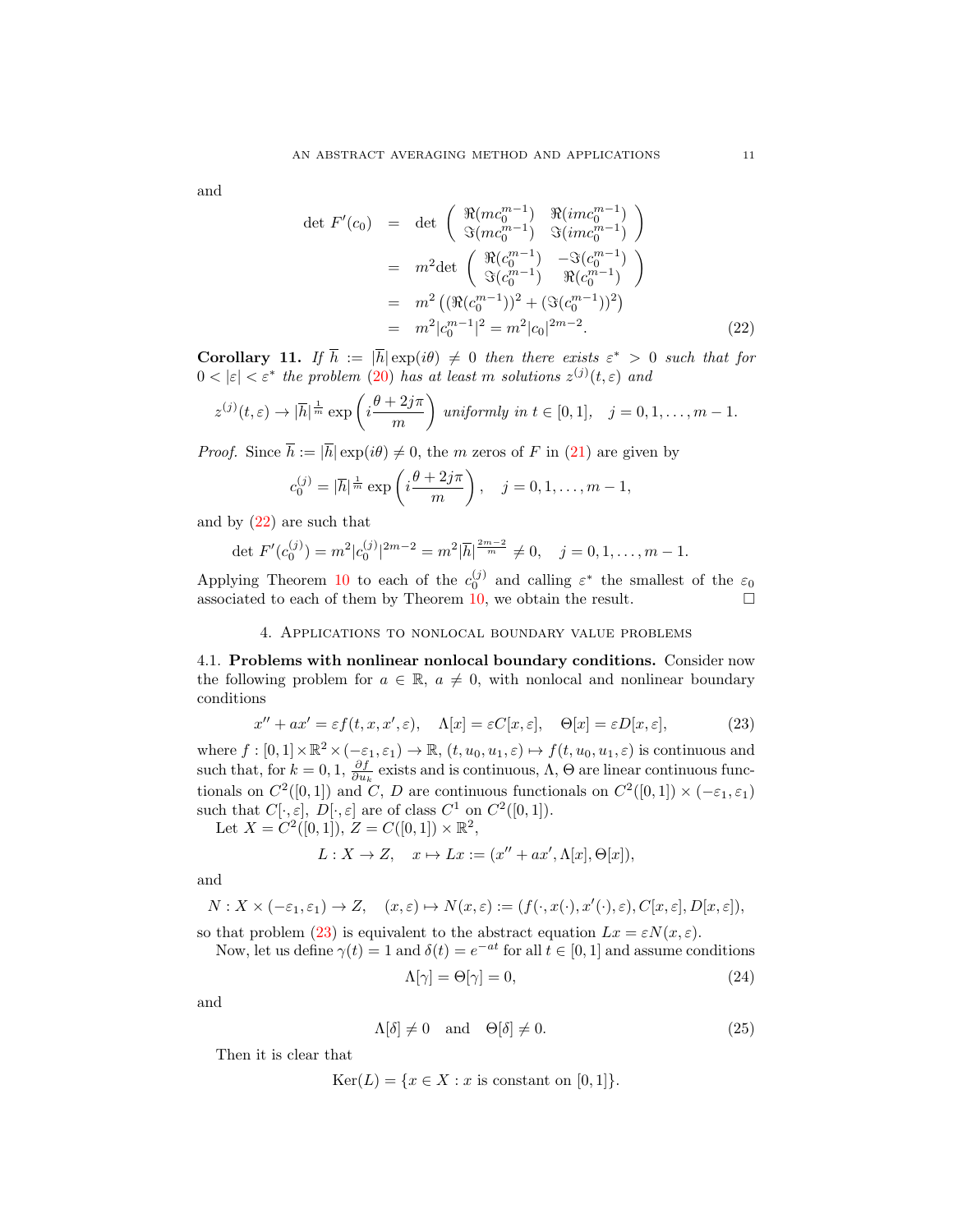and

$$
\begin{aligned}
\det\, F'(c_0) &= \det \begin{pmatrix} \Re(mc_0^{m-1}) & \Re(imc_0^{m-1}) \\ \Im(mc_0^{m-1}) & \Im(imc_0^{m-1}) \end{pmatrix} \\
&= m^2 \det \begin{pmatrix} \Re(c_0^{m-1}) & -\Im(c_0^{m-1}) \\ \Im(c_0^{m-1}) & \Re(c_0^{m-1}) \end{pmatrix} \\
&= m^2 \left( (\Re(c_0^{m-1}))^2 + (\Im(c_0^{m-1}))^2 \right) \\
&= m^2 |c_0^{m-1}|^2 = m^2 |c_0|^{2m-2}.
\end{aligned} \tag{22}
$$

**Corollary 11.** *If* $\overline{h} := |\overline{h}| \exp(i\theta) \neq 0$ *then there exists* $\varepsilon^* > 0$ *such that for* $0 < |\varepsilon| < \varepsilon^*$ *the problem* (20) *has at least* $m$ *solutions* $z^{(j)}(t,\varepsilon)$ *and*

$$
z^{(j)}(t,\varepsilon) \to |\overline{h}|^{\frac{1}{m}} \exp\left( i \frac{\theta + 2j\pi}{m} \right) \text{ uniformly in } t \in [0,1], \quad j = 0,1,\ldots,m-1.
$$

*Proof.* Since $\overline{h} := |\overline{h}| \exp(i\theta) \neq 0$, the $m$ zeros of $F$ in (21) are given by

$$
c_0^{(j)} = |\overline{h}|^{\frac{1}{m}} \exp\left( i \frac{\theta + 2j\pi}{m} \right), \quad j = 0,1,\ldots,m-1,
$$

and by (22) are such that

$$
\det\, F'(c_0^{(j)}) = m^2 |c_0^{(j)}|^{2m-2} = m^2 |\overline{h}|^{\frac{2m-2}{m}} \neq 0, \quad j = 0,1,\ldots,m-1.
$$

Applying Theorem 10 to each of the $c_0^{(j)}$ and calling $\varepsilon^*$ the smallest of the $\varepsilon_0$ associated to each of them by Theorem 10, we obtain the result. □

## 4. Applications to nonlocal boundary value problems

4.1. **Problems with nonlinear nonlocal boundary conditions.** Consider now the following problem for $a \in \mathbb{R}$, $a \neq 0$, with nonlocal and nonlinear boundary conditions

$$
x'' + ax' = \varepsilon f(t, x, x', \varepsilon), \quad \Lambda[x] = \varepsilon C[x, \varepsilon], \quad \Theta[x] = \varepsilon D[x, \varepsilon], \tag{23}
$$

where $f : [0,1] \times \mathbb{R}^2 \times (-\varepsilon_1, \varepsilon_1) \to \mathbb{R}$, $(t, u_0, u_1, \varepsilon) \mapsto f(t, u_0, u_1, \varepsilon)$ is continuous and such that, for $k = 0, 1$, $\frac{\partial f}{\partial u_k}$ exists and is continuous, $\Lambda$, $\Theta$ are linear continuous functionals on $C^2([0,1])$ and $C$, $D$ are continuous functionals on $C^2([0,1]) \times (-\varepsilon_1, \varepsilon_1)$ such that $C[\cdot, \varepsilon]$, $D[\cdot, \varepsilon]$ are of class $C^1$ on $C^2([0,1])$.

Let $X = C^2([0,1])$, $Z = C([0,1]) \times \mathbb{R}^2$,

$$
L : X \to Z, \quad x \mapsto Lx := (x'' + ax', \Lambda[x], \Theta[x]),
$$

and

$$
N : X \times (-\varepsilon_1, \varepsilon_1) \to Z, \quad (x, \varepsilon) \mapsto N(x, \varepsilon) := (f(\cdot, x(\cdot), x'(\cdot), \varepsilon), C[x, \varepsilon], D[x, \varepsilon]),
$$

so that problem (23) is equivalent to the abstract equation $Lx = \varepsilon N(x, \varepsilon)$.

Now, let us define $\gamma(t) = 1$ and $\delta(t) = e^{-at}$ for all $t \in [0,1]$ and assume conditions

$$
\Lambda[\gamma] = \Theta[\gamma] = 0, \tag{24}
$$

and

$$
\Lambda[\delta] \neq 0 \quad \text{and} \quad \Theta[\delta] \neq 0. \tag{25}
$$

Then it is clear that

$$
\mathrm{Ker}(L) = \{x \in X : x \text{ is constant on } [0,1]\}.
$$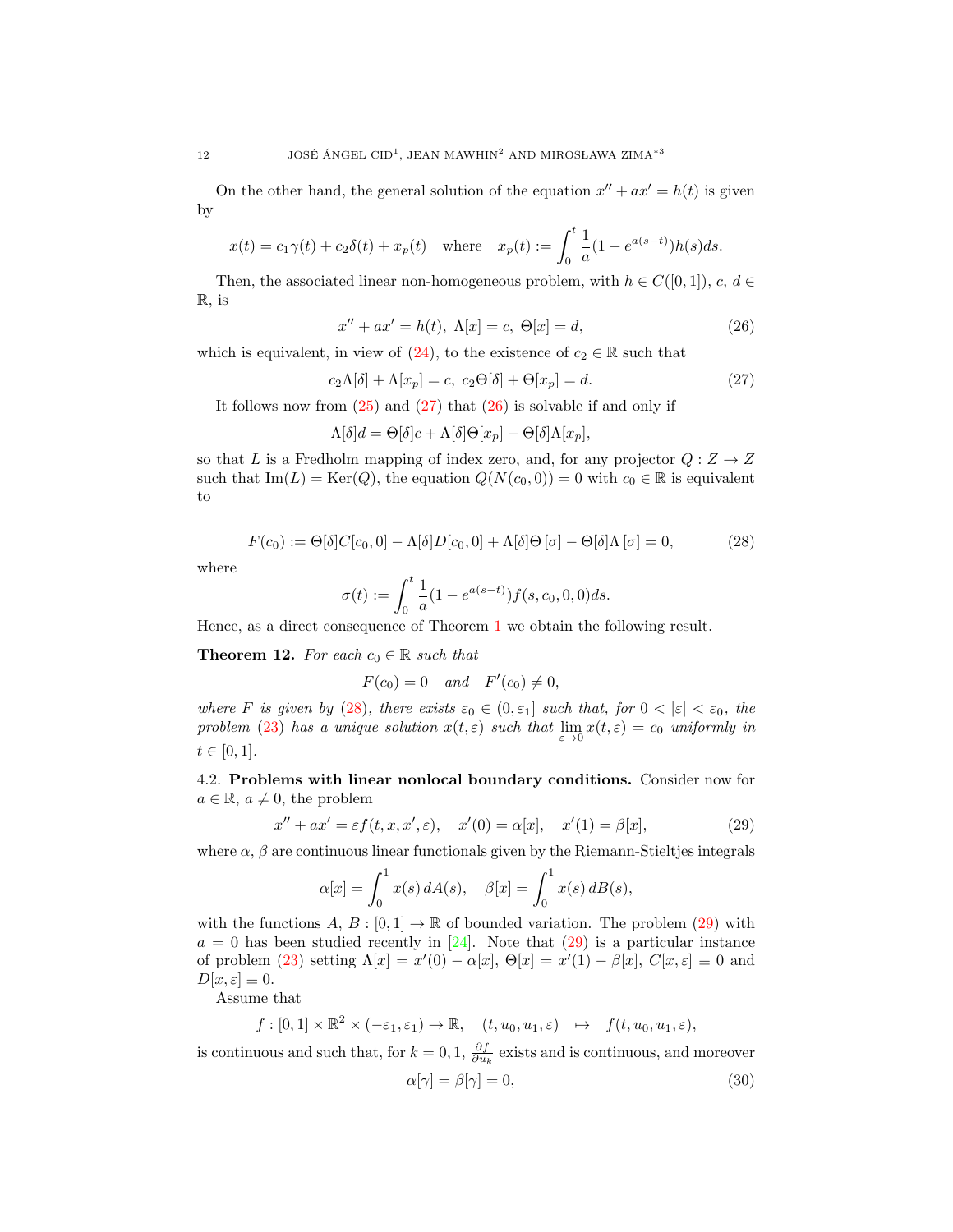On the other hand, the general solution of the equation $x'' + ax' = h(t)$ is given by

$$x(t) = c_1\gamma(t) + c_2\delta(t) + x_p(t) \quad \text{where} \quad x_p(t) := \int_0^t \frac{1}{a}(1 - e^{a(s-t)})h(s)ds.$$

Then, the associated linear non-homogeneous problem, with $h \in C([0,1])$, $c$, $d \in \mathbb{R}$, is

$$x'' + ax' = h(t),\ \Lambda[x] = c,\ \Theta[x] = d, \tag{26}$$

which is equivalent, in view of (24), to the existence of $c_2 \in \mathbb{R}$ such that

$$c_2\Lambda[\delta] + \Lambda[x_p] = c,\ c_2\Theta[\delta] + \Theta[x_p] = d. \tag{27}$$

It follows now from (25) and (27) that (26) is solvable if and only if

$$\Lambda[\delta]d = \Theta[\delta]c + \Lambda[\delta]\Theta[x_p] - \Theta[\delta]\Lambda[x_p],$$

so that $L$ is a Fredholm mapping of index zero, and, for any projector $Q : Z \to Z$ such that $\mathrm{Im}(L) = \mathrm{Ker}(Q)$, the equation $Q(N(c_0, 0)) = 0$ with $c_0 \in \mathbb{R}$ is equivalent to

$$F(c_0) := \Theta[\delta]C[c_0, 0] - \Lambda[\delta]D[c_0, 0] + \Lambda[\delta]\Theta[\sigma] - \Theta[\delta]\Lambda[\sigma] = 0, \tag{28}$$

where

$$\sigma(t) := \int_0^t \frac{1}{a}(1 - e^{a(s-t)})f(s, c_0, 0, 0)ds.$$

Hence, as a direct consequence of Theorem 1 we obtain the following result.

**Theorem 12.** *For each $c_0 \in \mathbb{R}$ such that*

$$F(c_0) = 0 \quad \text{and} \quad F'(c_0) \neq 0,$$

*where $F$ is given by (28), there exists $\varepsilon_0 \in (0, \varepsilon_1]$ such that, for $0 < |\varepsilon| < \varepsilon_0$, the problem (23) has a unique solution $x(t, \varepsilon)$ such that $\lim_{\varepsilon \to 0} x(t, \varepsilon) = c_0$ uniformly in $t \in [0, 1]$.*

4.2. **Problems with linear nonlocal boundary conditions.** Consider now for $a \in \mathbb{R}$, $a \neq 0$, the problem

$$x'' + ax' = \varepsilon f(t, x, x', \varepsilon), \quad x'(0) = \alpha[x], \quad x'(1) = \beta[x], \tag{29}$$

where $\alpha$, $\beta$ are continuous linear functionals given by the Riemann-Stieltjes integrals

$$\alpha[x] = \int_0^1 x(s)\, dA(s), \quad \beta[x] = \int_0^1 x(s)\, dB(s),$$

with the functions $A$, $B : [0, 1] \to \mathbb{R}$ of bounded variation. The problem (29) with $a = 0$ has been studied recently in [24]. Note that (29) is a particular instance of problem (23) setting $\Lambda[x] = x'(0) - \alpha[x]$, $\Theta[x] = x'(1) - \beta[x]$, $C[x, \varepsilon] \equiv 0$ and $D[x, \varepsilon] \equiv 0$.

Assume that

$$f : [0, 1] \times \mathbb{R}^2 \times (-\varepsilon_1, \varepsilon_1) \to \mathbb{R}, \quad (t, u_0, u_1, \varepsilon) \ \ \mapsto \ \ f(t, u_0, u_1, \varepsilon),$$

is continuous and such that, for $k = 0, 1$, $\frac{\partial f}{\partial u_k}$ exists and is continuous, and moreover

$$\alpha[\gamma] = \beta[\gamma] = 0, \tag{30}$$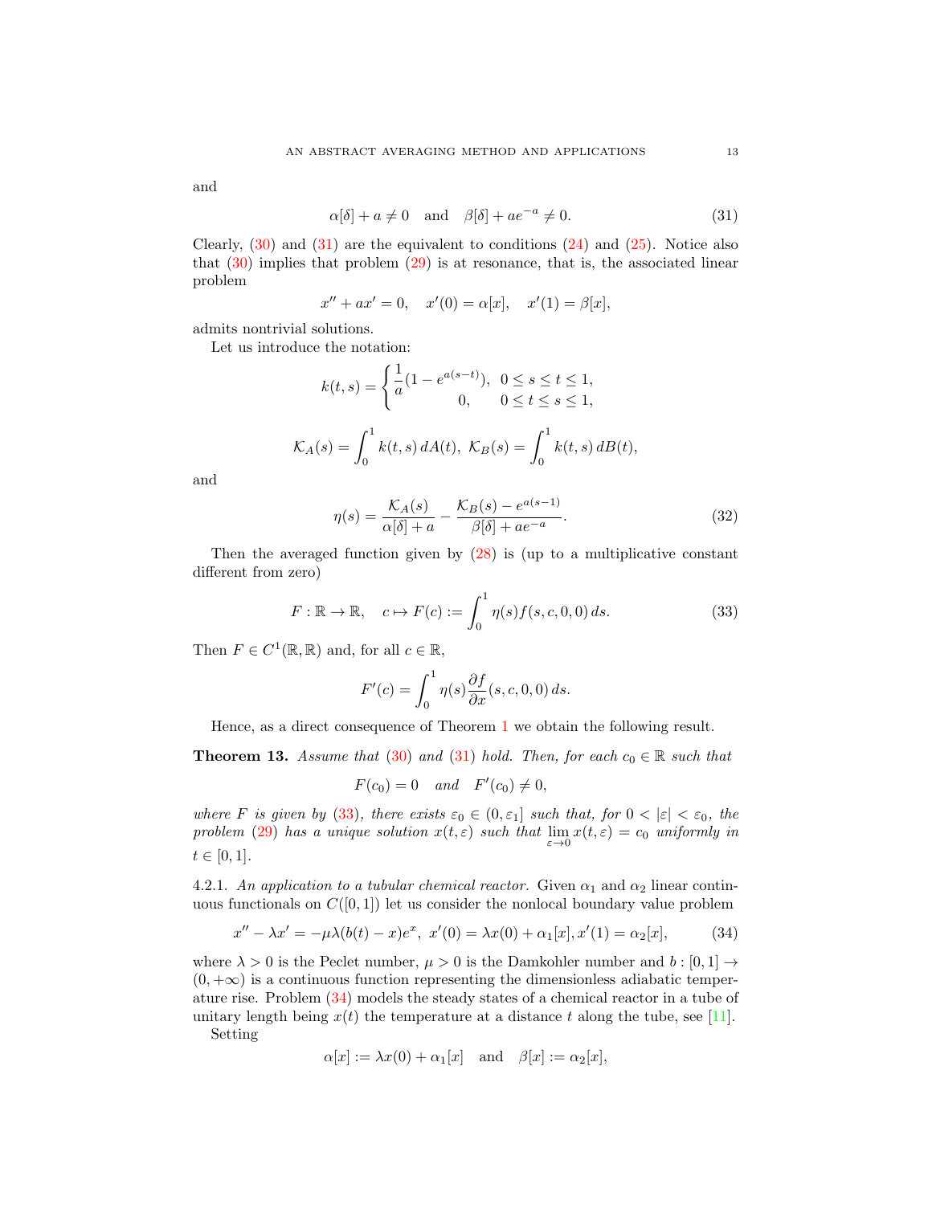and

$$\alpha[\delta] + a \neq 0 \quad \text{and} \quad \beta[\delta] + ae^{-a} \neq 0. \tag{31}$$

Clearly, (30) and (31) are the equivalent to conditions (24) and (25). Notice also that (30) implies that problem (29) is at resonance, that is, the associated linear problem

$$x'' + ax' = 0, \quad x'(0) = \alpha[x], \quad x'(1) = \beta[x],$$

admits nontrivial solutions.

Let us introduce the notation:

$$k(t,s) = \begin{cases} \dfrac{1}{a}(1 - e^{a(s-t)}), & 0 \le s \le t \le 1, \\ 0, & 0 \le t \le s \le 1, \end{cases}$$

$$\mathcal{K}_A(s) = \int_0^1 k(t,s)\, dA(t), \ \mathcal{K}_B(s) = \int_0^1 k(t,s)\, dB(t),$$

and

$$\eta(s) = \frac{\mathcal{K}_A(s)}{\alpha[\delta] + a} - \frac{\mathcal{K}_B(s) - e^{a(s-1)}}{\beta[\delta] + ae^{-a}}. \tag{32}$$

Then the averaged function given by (28) is (up to a multiplicative constant different from zero)

$$F : \mathbb{R} \to \mathbb{R}, \quad c \mapsto F(c) := \int_0^1 \eta(s) f(s, c, 0, 0)\, ds. \tag{33}$$

Then $F \in C^1(\mathbb{R}, \mathbb{R})$ and, for all $c \in \mathbb{R}$,

$$F'(c) = \int_0^1 \eta(s) \frac{\partial f}{\partial x}(s, c, 0, 0)\, ds.$$

Hence, as a direct consequence of Theorem 1 we obtain the following result.

**Theorem 13.** *Assume that (30) and (31) hold. Then, for each $c_0 \in \mathbb{R}$ such that*

$$F(c_0) = 0 \quad \text{and} \quad F'(c_0) \neq 0,$$

*where $F$ is given by (33), there exists $\varepsilon_0 \in (0, \varepsilon_1]$ such that, for $0 < |\varepsilon| < \varepsilon_0$, the problem (29) has a unique solution $x(t, \varepsilon)$ such that $\lim_{\varepsilon \to 0} x(t, \varepsilon) = c_0$ uniformly in $t \in [0, 1]$.*

4.2.1. *An application to a tubular chemical reactor.* Given $\alpha_1$ and $\alpha_2$ linear continuous functionals on $C([0, 1])$ let us consider the nonlocal boundary value problem

$$x'' - \lambda x' = -\mu\lambda(b(t) - x)e^x, \ x'(0) = \lambda x(0) + \alpha_1[x], x'(1) = \alpha_2[x], \tag{34}$$

where $\lambda > 0$ is the Peclet number, $\mu > 0$ is the Damkohler number and $b : [0, 1] \to (0, +\infty)$ is a continuous function representing the dimensionless adiabatic temperature rise. Problem (34) models the steady states of a chemical reactor in a tube of unitary length being $x(t)$ the temperature at a distance $t$ along the tube, see [11].

Setting

$$\alpha[x] := \lambda x(0) + \alpha_1[x] \quad \text{and} \quad \beta[x] := \alpha_2[x],$$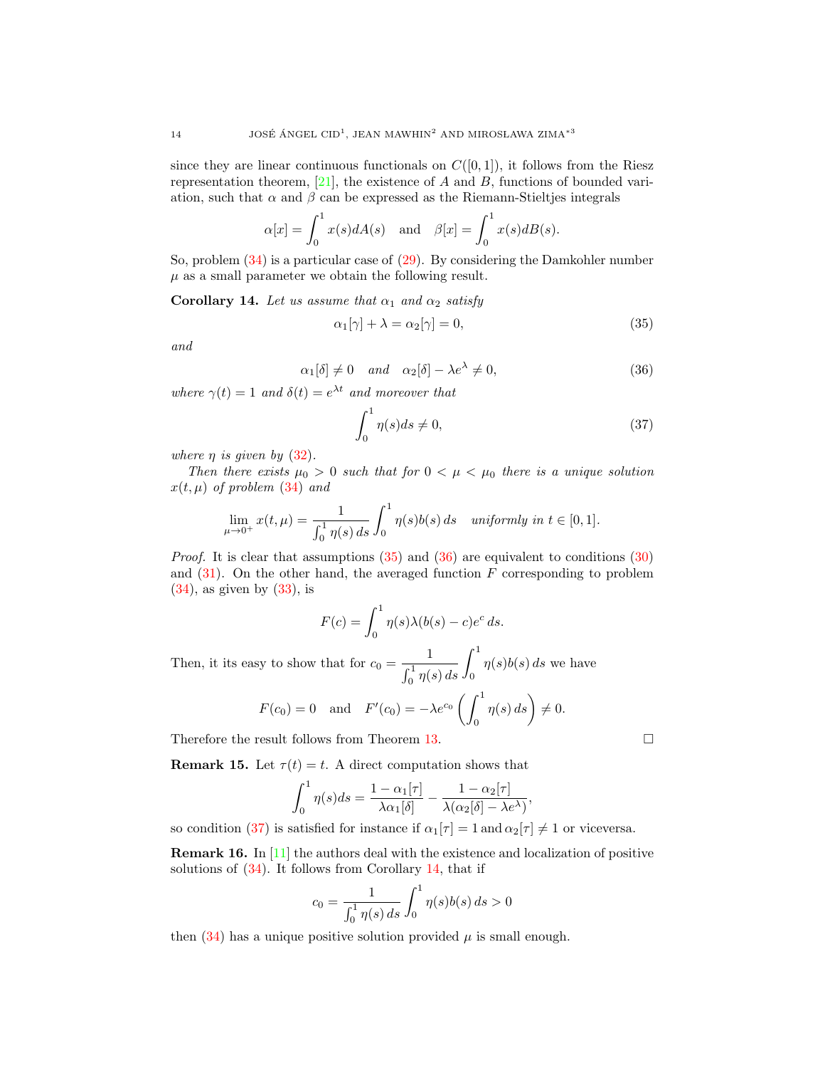since they are linear continuous functionals on $C([0,1])$, it follows from the Riesz representation theorem, [21], the existence of $A$ and $B$, functions of bounded variation, such that $\alpha$ and $\beta$ can be expressed as the Riemann-Stieltjes integrals

$$\alpha[x] = \int_0^1 x(s)dA(s) \quad \text{and} \quad \beta[x] = \int_0^1 x(s)dB(s).$$

So, problem (34) is a particular case of (29). By considering the Damkohler number $\mu$ as a small parameter we obtain the following result.

**Corollary 14.** *Let us assume that $\alpha_1$ and $\alpha_2$ satisfy*

$$\alpha_1[\gamma] + \lambda = \alpha_2[\gamma] = 0, \tag{35}$$

*and*

$$\alpha_1[\delta] \neq 0 \quad \text{and} \quad \alpha_2[\delta] - \lambda e^{\lambda} \neq 0, \tag{36}$$

*where $\gamma(t) = 1$ and $\delta(t) = e^{\lambda t}$ and moreover that*

$$\int_0^1 \eta(s)ds \neq 0, \tag{37}$$

*where $\eta$ is given by (32).*

*Then there exists $\mu_0 > 0$ such that for $0 < \mu < \mu_0$ there is a unique solution $x(t,\mu)$ of problem (34) and*

$$\lim_{\mu \to 0^+} x(t,\mu) = \frac{1}{\int_0^1 \eta(s)\, ds} \int_0^1 \eta(s)b(s)\, ds \quad \text{uniformly in } t \in [0,1].$$

*Proof.* It is clear that assumptions (35) and (36) are equivalent to conditions (30) and (31). On the other hand, the averaged function $F$ corresponding to problem (34), as given by (33), is

$$F(c) = \int_0^1 \eta(s)\lambda(b(s) - c)e^c\, ds.$$

Then, it its easy to show that for $c_0 = \dfrac{1}{\int_0^1 \eta(s)\, ds} \displaystyle\int_0^1 \eta(s)b(s)\, ds$ we have

$$F(c_0) = 0 \quad \text{and} \quad F'(c_0) = -\lambda e^{c_0} \left( \int_0^1 \eta(s)\, ds \right) \neq 0.$$

Therefore the result follows from Theorem 13. □

**Remark 15.** Let $\tau(t) = t$. A direct computation shows that

$$\int_0^1 \eta(s)ds = \frac{1 - \alpha_1[\tau]}{\lambda \alpha_1[\delta]} - \frac{1 - \alpha_2[\tau]}{\lambda(\alpha_2[\delta] - \lambda e^{\lambda})},$$

so condition (37) is satisfied for instance if $\alpha_1[\tau] = 1$ and $\alpha_2[\tau] \neq 1$ or viceversa.

**Remark 16.** In [11] the authors deal with the existence and localization of positive solutions of (34). It follows from Corollary 14, that if

$$c_0 = \frac{1}{\int_0^1 \eta(s)\, ds} \int_0^1 \eta(s)b(s)\, ds > 0$$

then (34) has a unique positive solution provided $\mu$ is small enough.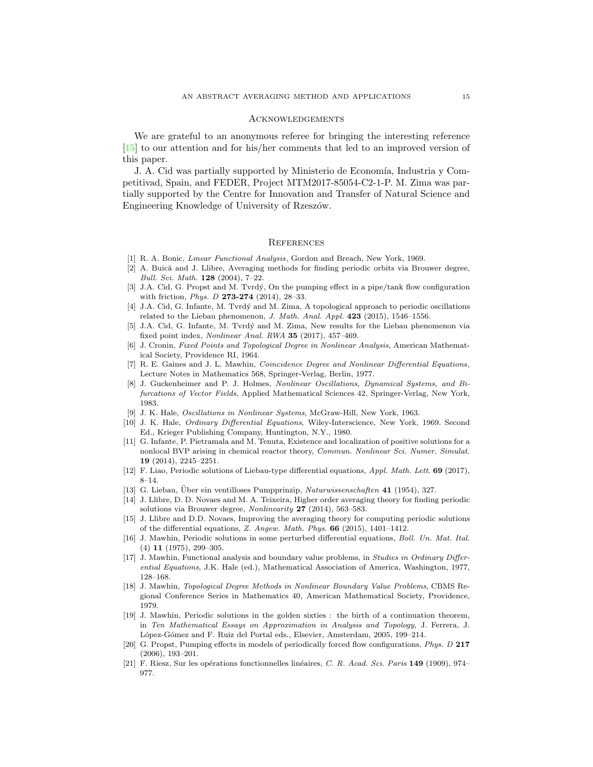## Acknowledgements

We are grateful to an anonymous referee for bringing the interesting reference [15] to our attention and for his/her comments that led to an improved version of this paper.

J. A. Cid was partially supported by Ministerio de Economía, Industria y Competitivad, Spain, and FEDER, Project MTM2017-85054-C2-1-P. M. Zima was partially supported by the Centre for Innovation and Transfer of Natural Science and Engineering Knowledge of University of Rzeszów.

## References

[1] R. A. Bonic, *Linear Functional Analysis*, Gordon and Breach, New York, 1969.

[2] A. Buică and J. Llibre, Averaging methods for finding periodic orbits via Brouwer degree, *Bull. Sci. Math.* **128** (2004), 7–22.

[3] J.A. Cid, G. Propst and M. Tvrdý, On the pumping effect in a pipe/tank flow configuration with friction, *Phys. D* **273-274** (2014), 28–33.

[4] J.A. Cid, G. Infante, M. Tvrdý and M. Zima, A topological approach to periodic oscillations related to the Liebau phenomenon, *J. Math. Anal. Appl.* **423** (2015), 1546–1556.

[5] J.A. Cid, G. Infante, M. Tvrdý and M. Zima, New results for the Liebau phenomenon via fixed point index, *Nonlinear Anal. RWA* **35** (2017), 457–469.

[6] J. Cronin, *Fixed Points and Topological Degree in Nonlinear Analysis*, American Mathematical Society, Providence RI, 1964.

[7] R. E. Gaines and J. L. Mawhin, *Coincidence Degree and Nonlinear Differential Equations*, Lecture Notes in Mathematics 568, Springer-Verlag, Berlin, 1977.

[8] J. Guckenheimer and P. J. Holmes, *Nonlinear Oscillations, Dynamical Systems, and Bifurcations of Vector Fields*, Applied Mathematical Sciences 42, Springer-Verlag, New York, 1983.

[9] J. K. Hale, *Oscillations in Nonlinear Systems*, McGraw-Hill, New York, 1963.

[10] J. K. Hale, *Ordinary Differential Equations*, Wiley-Interscience, New York, 1969. Second Ed., Krieger Publishing Company, Huntington, N.Y., 1980.

[11] G. Infante, P. Pietramala and M. Tenuta, Existence and localization of positive solutions for a nonlocal BVP arising in chemical reactor theory, *Commun. Nonlinear Sci. Numer. Simulat.* **19** (2014), 2245–2251.

[12] F. Liao, Periodic solutions of Liebau-type differential equations, *Appl. Math. Lett.* **69** (2017), 8–14.

[13] G. Liebau, Über ein ventilloses Pumpprinzip, *Naturwissenschaften* **41** (1954), 327.

[14] J. Llibre, D. D. Novaes and M. A. Teixeira, Higher order averaging theory for finding periodic solutions via Brouwer degree, *Nonlinearity* **27** (2014), 563–583.

[15] J. Llibre and D.D. Novaes, Improving the averaging theory for computing periodic solutions of the differential equations, *Z. Angew. Math. Phys.* **66** (2015), 1401–1412.

[16] J. Mawhin, Periodic solutions in some perturbed differential equations, *Boll. Un. Mat. Ital.* (4) **11** (1975), 299–305.

[17] J. Mawhin, Functional analysis and boundary value problems, in *Studies in Ordinary Differential Equations*, J.K. Hale (ed.), Mathematical Association of America, Washington, 1977, 128–168.

[18] J. Mawhin, *Topological Degree Methods in Nonlinear Boundary Value Problems*, CBMS Regional Conference Series in Mathematics 40, American Mathematical Society, Providence, 1979.

[19] J. Mawhin, Periodic solutions in the golden sixties : the birth of a continuation theorem, in *Ten Mathematical Essays on Approximation in Analysis and Topology*, J. Ferrera, J. López-Gómez and F. Ruiz del Portal eds., Elsevier, Amsterdam, 2005, 199–214.

[20] G. Propst, Pumping effects in models of periodically forced flow configurations, *Phys. D* **217** (2006), 193–201.

[21] F. Riesz, Sur les opérations fonctionnelles linéaires, *C. R. Acad. Sci. Paris* **149** (1909), 974–977.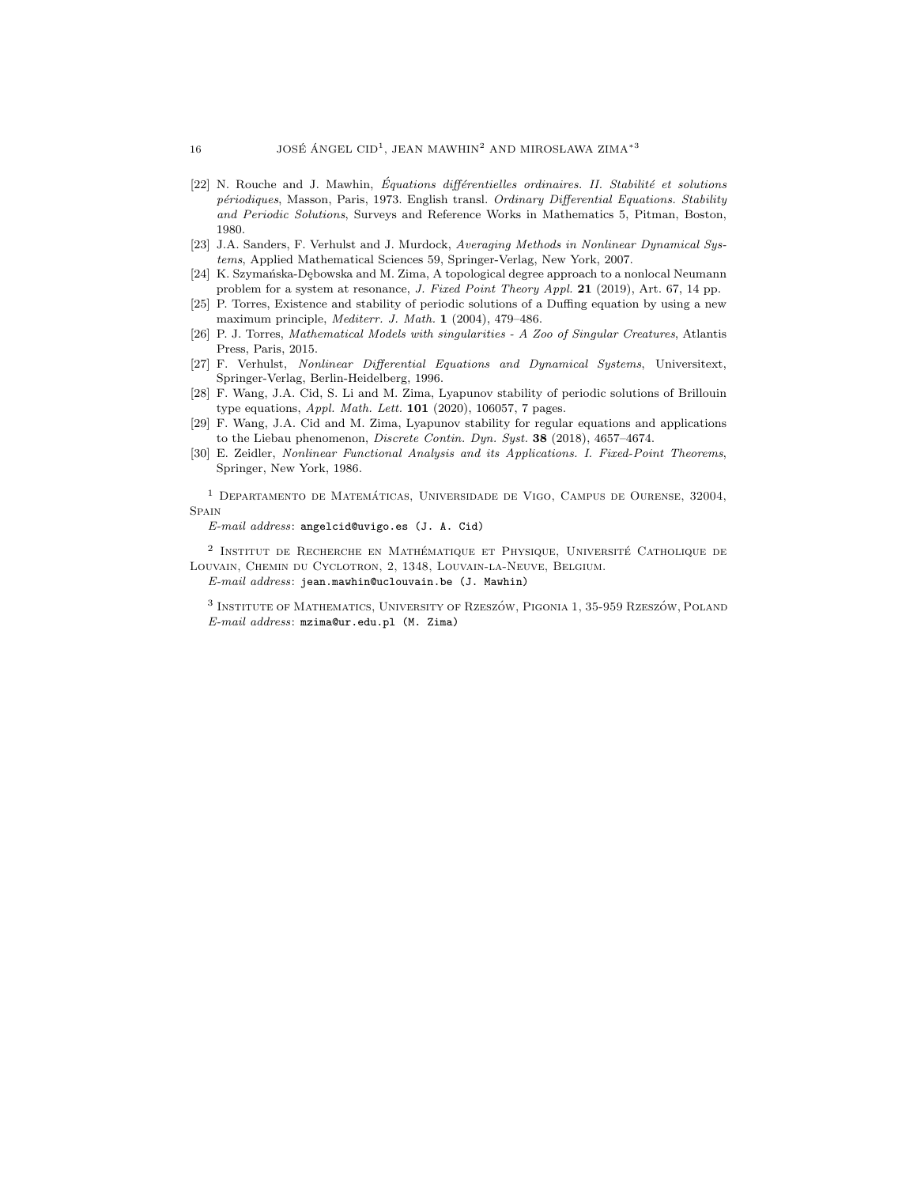[22] N. Rouche and J. Mawhin, *Équations différentielles ordinaires. II. Stabilité et solutions périodiques*, Masson, Paris, 1973. English transl. *Ordinary Differential Equations. Stability and Periodic Solutions*, Surveys and Reference Works in Mathematics 5, Pitman, Boston, 1980.

[23] J.A. Sanders, F. Verhulst and J. Murdock, *Averaging Methods in Nonlinear Dynamical Systems*, Applied Mathematical Sciences 59, Springer-Verlag, New York, 2007.

[24] K. Szymańska-Dębowska and M. Zima, A topological degree approach to a nonlocal Neumann problem for a system at resonance, *J. Fixed Point Theory Appl.* **21** (2019), Art. 67, 14 pp.

[25] P. Torres, Existence and stability of periodic solutions of a Duffing equation by using a new maximum principle, *Mediterr. J. Math.* **1** (2004), 479–486.

[26] P. J. Torres, *Mathematical Models with singularities - A Zoo of Singular Creatures*, Atlantis Press, Paris, 2015.

[27] F. Verhulst, *Nonlinear Differential Equations and Dynamical Systems*, Universitext, Springer-Verlag, Berlin-Heidelberg, 1996.

[28] F. Wang, J.A. Cid, S. Li and M. Zima, Lyapunov stability of periodic solutions of Brillouin type equations, *Appl. Math. Lett.* **101** (2020), 106057, 7 pages.

[29] F. Wang, J.A. Cid and M. Zima, Lyapunov stability for regular equations and applications to the Liebau phenomenon, *Discrete Contin. Dyn. Syst.* **38** (2018), 4657–4674.

[30] E. Zeidler, *Nonlinear Functional Analysis and its Applications. I. Fixed-Point Theorems*, Springer, New York, 1986.

[1] Departamento de Matemáticas, Universidade de Vigo, Campus de Ourense, 32004, Spain

*E-mail address*: angelcid@uvigo.es (J. A. Cid)

[2] Institut de Recherche en Mathématique et Physique, Université Catholique de Louvain, Chemin du Cyclotron, 2, 1348, Louvain-la-Neuve, Belgium.

*E-mail address*: jean.mawhin@uclouvain.be (J. Mawhin)

[3] Institute of Mathematics, University of Rzeszów, Pigonia 1, 35-959 Rzeszów, Poland

*E-mail address*: mzima@ur.edu.pl (M. Zima)